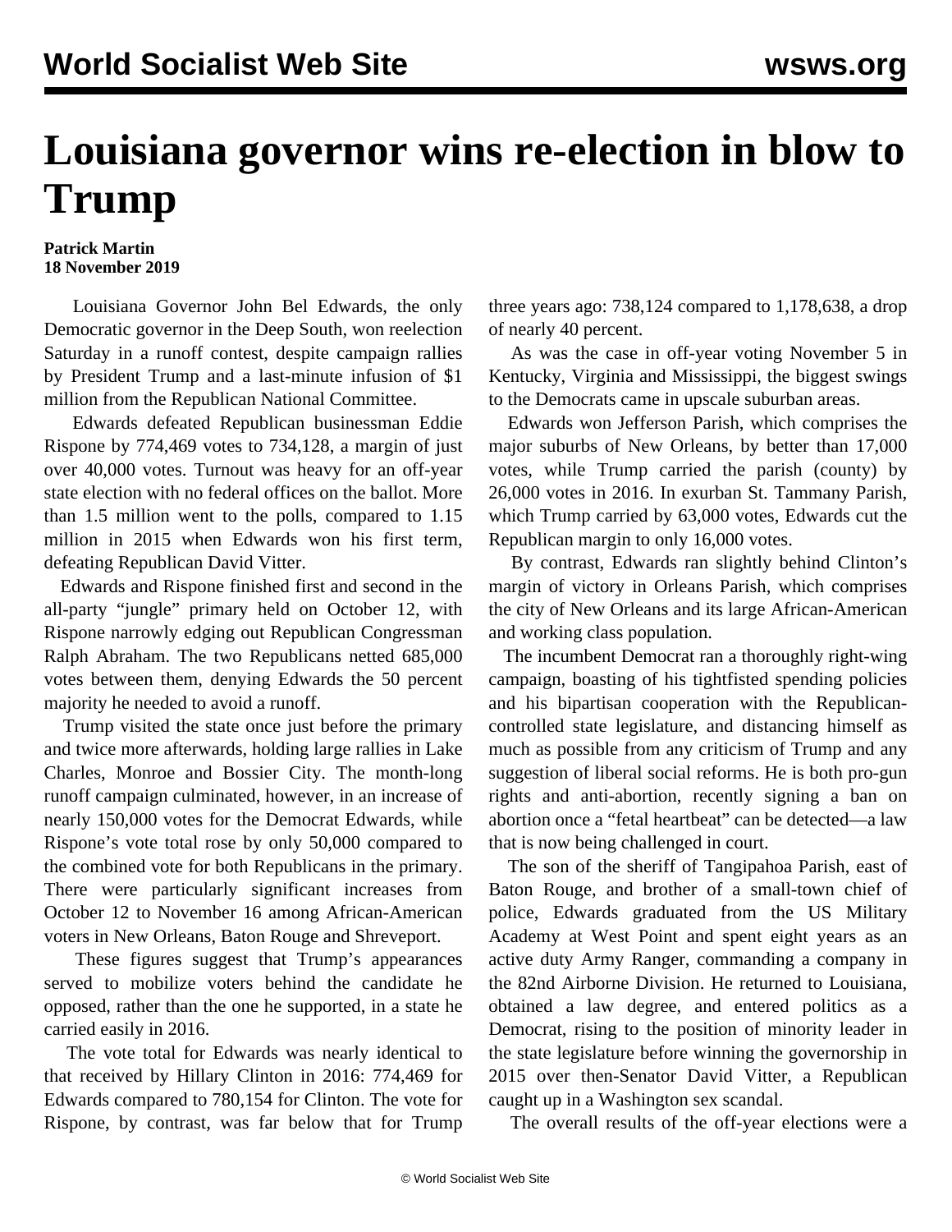# Louisiana governor wins re-election in blow to Trump

**Patrick Martin**
**18 November 2019**

Louisiana Governor John Bel Edwards, the only Democratic governor in the Deep South, won reelection Saturday in a runoff contest, despite campaign rallies by President Trump and a last-minute infusion of $1 million from the Republican National Committee.

Edwards defeated Republican businessman Eddie Rispone by 774,469 votes to 734,128, a margin of just over 40,000 votes. Turnout was heavy for an off-year state election with no federal offices on the ballot. More than 1.5 million went to the polls, compared to 1.15 million in 2015 when Edwards won his first term, defeating Republican David Vitter.

Edwards and Rispone finished first and second in the all-party "jungle" primary held on October 12, with Rispone narrowly edging out Republican Congressman Ralph Abraham. The two Republicans netted 685,000 votes between them, denying Edwards the 50 percent majority he needed to avoid a runoff.

Trump visited the state once just before the primary and twice more afterwards, holding large rallies in Lake Charles, Monroe and Bossier City. The month-long runoff campaign culminated, however, in an increase of nearly 150,000 votes for the Democrat Edwards, while Rispone's vote total rose by only 50,000 compared to the combined vote for both Republicans in the primary. There were particularly significant increases from October 12 to November 16 among African-American voters in New Orleans, Baton Rouge and Shreveport.

These figures suggest that Trump's appearances served to mobilize voters behind the candidate he opposed, rather than the one he supported, in a state he carried easily in 2016.

The vote total for Edwards was nearly identical to that received by Hillary Clinton in 2016: 774,469 for Edwards compared to 780,154 for Clinton. The vote for Rispone, by contrast, was far below that for Trump three years ago: 738,124 compared to 1,178,638, a drop of nearly 40 percent.

As was the case in off-year voting November 5 in Kentucky, Virginia and Mississippi, the biggest swings to the Democrats came in upscale suburban areas.

Edwards won Jefferson Parish, which comprises the major suburbs of New Orleans, by better than 17,000 votes, while Trump carried the parish (county) by 26,000 votes in 2016. In exurban St. Tammany Parish, which Trump carried by 63,000 votes, Edwards cut the Republican margin to only 16,000 votes.

By contrast, Edwards ran slightly behind Clinton's margin of victory in Orleans Parish, which comprises the city of New Orleans and its large African-American and working class population.

The incumbent Democrat ran a thoroughly right-wing campaign, boasting of his tightfisted spending policies and his bipartisan cooperation with the Republican-controlled state legislature, and distancing himself as much as possible from any criticism of Trump and any suggestion of liberal social reforms. He is both pro-gun rights and anti-abortion, recently signing a ban on abortion once a "fetal heartbeat" can be detected—a law that is now being challenged in court.

The son of the sheriff of Tangipahoa Parish, east of Baton Rouge, and brother of a small-town chief of police, Edwards graduated from the US Military Academy at West Point and spent eight years as an active duty Army Ranger, commanding a company in the 82nd Airborne Division. He returned to Louisiana, obtained a law degree, and entered politics as a Democrat, rising to the position of minority leader in the state legislature before winning the governorship in 2015 over then-Senator David Vitter, a Republican caught up in a Washington sex scandal.

The overall results of the off-year elections were a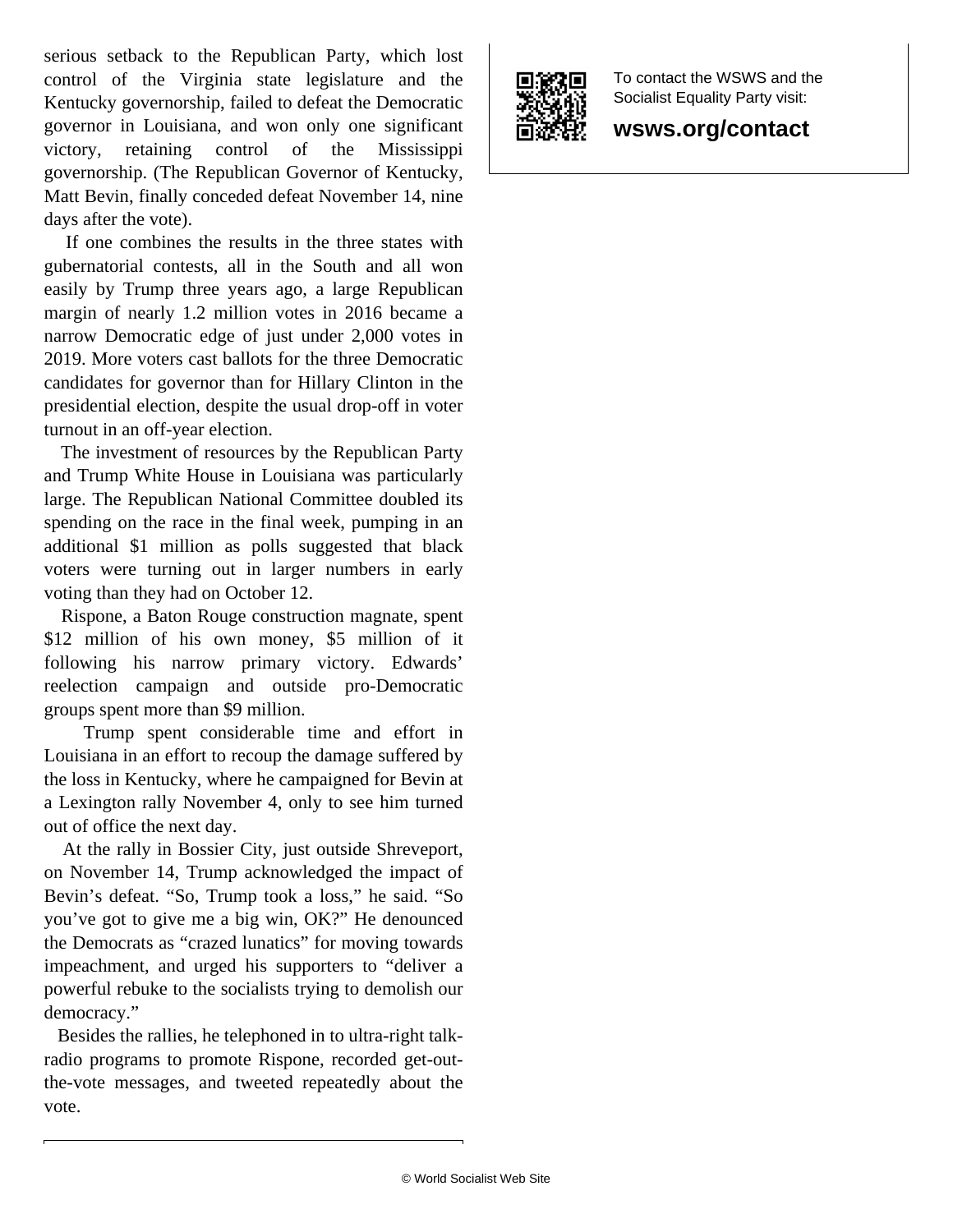serious setback to the Republican Party, which lost control of the Virginia state legislature and the Kentucky governorship, failed to defeat the Democratic governor in Louisiana, and won only one significant victory, retaining control of the Mississippi governorship. (The Republican Governor of Kentucky, Matt Bevin, finally conceded defeat November 14, nine days after the vote).

If one combines the results in the three states with gubernatorial contests, all in the South and all won easily by Trump three years ago, a large Republican margin of nearly 1.2 million votes in 2016 became a narrow Democratic edge of just under 2,000 votes in 2019. More voters cast ballots for the three Democratic candidates for governor than for Hillary Clinton in the presidential election, despite the usual drop-off in voter turnout in an off-year election.

The investment of resources by the Republican Party and Trump White House in Louisiana was particularly large. The Republican National Committee doubled its spending on the race in the final week, pumping in an additional $1 million as polls suggested that black voters were turning out in larger numbers in early voting than they had on October 12.

Rispone, a Baton Rouge construction magnate, spent $12 million of his own money, $5 million of it following his narrow primary victory. Edwards' reelection campaign and outside pro-Democratic groups spent more than $9 million.

Trump spent considerable time and effort in Louisiana in an effort to recoup the damage suffered by the loss in Kentucky, where he campaigned for Bevin at a Lexington rally November 4, only to see him turned out of office the next day.

At the rally in Bossier City, just outside Shreveport, on November 14, Trump acknowledged the impact of Bevin's defeat. "So, Trump took a loss," he said. "So you've got to give me a big win, OK?" He denounced the Democrats as "crazed lunatics" for moving towards impeachment, and urged his supporters to "deliver a powerful rebuke to the socialists trying to demolish our democracy."

Besides the rallies, he telephoned in to ultra-right talk-radio programs to promote Rispone, recorded get-out-the-vote messages, and tweeted repeatedly about the vote.

To contact the WSWS and the Socialist Equality Party visit:

**wsws.org/contact**